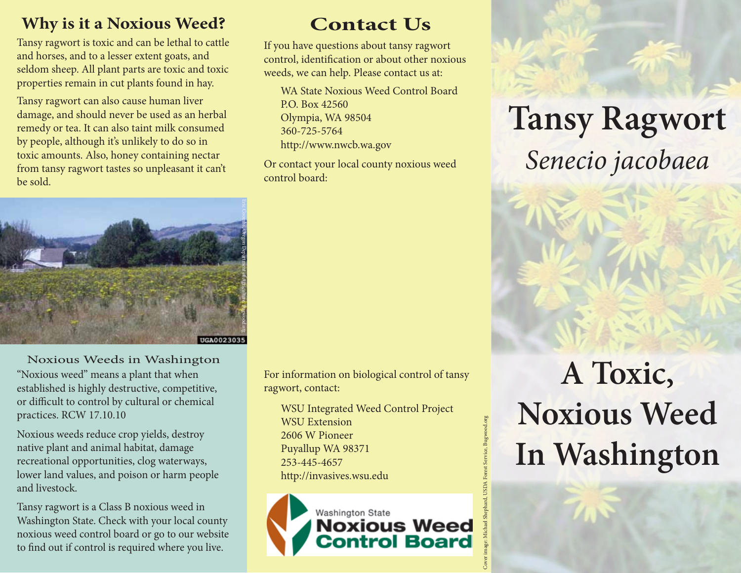## Why is it a Noxious Weed?

Tansy ragwort is toxic and can be lethal to cattle and horses, and to a lesser extent goats, and seldom sheep. All plant parts are toxic and toxic properties remain in cut plants found in hay.

Tansy ragwort can also cause human liver damage, and should never be used as an herbal remedy or tea. It can also taint milk consumed by people, although it's unlikely to do so in toxic amounts. Also, honey containing nectar from tansy ragwort tastes so unpleasant it can't be sold.

Eric Coombs, Oregon Department of Agriculture, Bugwood.org

UGA0023035

### Noxious Weeds in Washington

"Noxious weed" means a plant that when established is highly destructive, competitive, or difficult to control by cultural or chemical practices. RCW 17.10.10

Noxious weeds reduce crop yields, destroy native plant and animal habitat, damage recreational opportunities, clog waterways, lower land values, and poison or harm people and livestock.

Tansy ragwort is a Class B noxious weed in Washington State. Check with your local county noxious weed control board or go to our website to find out if control is required where you live.

## Contact Us

If you have questions about tansy ragwort control, identification or about other noxious weeds, we can help. Please contact us at:

WA State Noxious Weed Control Board  
P.O. Box 42560  
Olympia, WA 98504  
360-725-5764  
http://www.nwcb.wa.gov

Or contact your local county noxious weed control board:

For information on biological control of tansy ragwort, contact:

WSU Integrated Weed Control Project  
WSU Extension  
2606 W Pioneer  
Puyallup WA 98371  
253-445-4657  
http://invasives.wsu.edu

Washington State Noxious Weed Control Board

Cover image: Michael Shephard, USDA Forest Service, Bugwood.org

# Tansy Ragwort

*Senecio jacobaea*

# A Toxic, Noxious Weed In Washington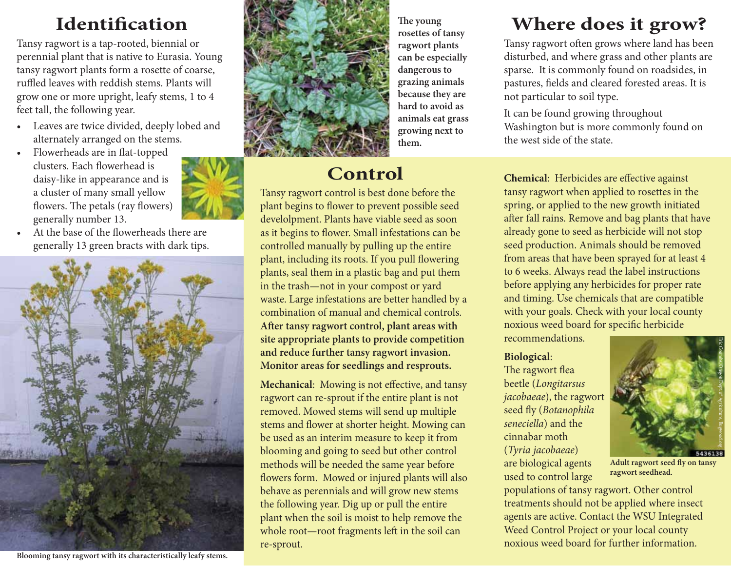# Identification

Tansy ragwort is a tap-rooted, biennial or perennial plant that is native to Eurasia. Young tansy ragwort plants form a rosette of coarse, ruffled leaves with reddish stems. Plants will grow one or more upright, leafy stems, 1 to 4 feet tall, the following year.

- Leaves are twice divided, deeply lobed and alternately arranged on the stems.
- Flowerheads are in flat-topped clusters. Each flowerhead is daisy-like in appearance and is a cluster of many small yellow flowers. The petals (ray flowers) generally number 13.
- At the base of the flowerheads there are generally 13 green bracts with dark tips.

**Blooming tansy ragwort with its characteristically leafy stems.**

**The young rosettes of tansy ragwort plants can be especially dangerous to grazing animals because they are hard to avoid as animals eat grass growing next to them.**

# Where does it grow?

Tansy ragwort often grows where land has been disturbed, and where grass and other plants are sparse. It is commonly found on roadsides, in pastures, fields and cleared forested areas. It is not particular to soil type.

It can be found growing throughout Washington but is more commonly found on the west side of the state.

# Control

Tansy ragwort control is best done before the plant begins to flower to prevent possible seed develolpment. Plants have viable seed as soon as it begins to flower. Small infestations can be controlled manually by pulling up the entire plant, including its roots. If you pull flowering plants, seal them in a plastic bag and put them in the trash—not in your compost or yard waste. Large infestations are better handled by a combination of manual and chemical controls. **After tansy ragwort control, plant areas with site appropriate plants to provide competition and reduce further tansy ragwort invasion. Monitor areas for seedlings and resprouts.**

**Mechanical**: Mowing is not effective, and tansy ragwort can re-sprout if the entire plant is not removed. Mowed stems will send up multiple stems and flower at shorter height. Mowing can be used as an interim measure to keep it from blooming and going to seed but other control methods will be needed the same year before flowers form. Mowed or injured plants will also behave as perennials and will grow new stems the following year. Dig up or pull the entire plant when the soil is moist to help remove the whole root—root fragments left in the soil can re-sprout.

**Chemical**: Herbicides are effective against tansy ragwort when applied to rosettes in the spring, or applied to the new growth initiated after fall rains. Remove and bag plants that have already gone to seed as herbicide will not stop seed production. Animals should be removed from areas that have been sprayed for at least 4 to 6 weeks. Always read the label instructions before applying any herbicides for proper rate and timing. Use chemicals that are compatible with your goals. Check with your local county noxious weed board for specific herbicide recommendations.

**Biological**:
The ragwort flea beetle (*Longitarsus jacobaeae*), the ragwort seed fly (*Botanophila seneciella*) and the cinnabar moth (*Tyria jacobaeae*) are biological agents used to control large populations of tansy ragwort. Other control treatments should not be applied where insect agents are active. Contact the WSU Integrated Weed Control Project or your local county noxious weed board for further information.

Eric Coombs, Oregon Dept. of Agriculture, Bugwood.org

**Adult ragwort seed fly on tansy ragwort seedhead.**